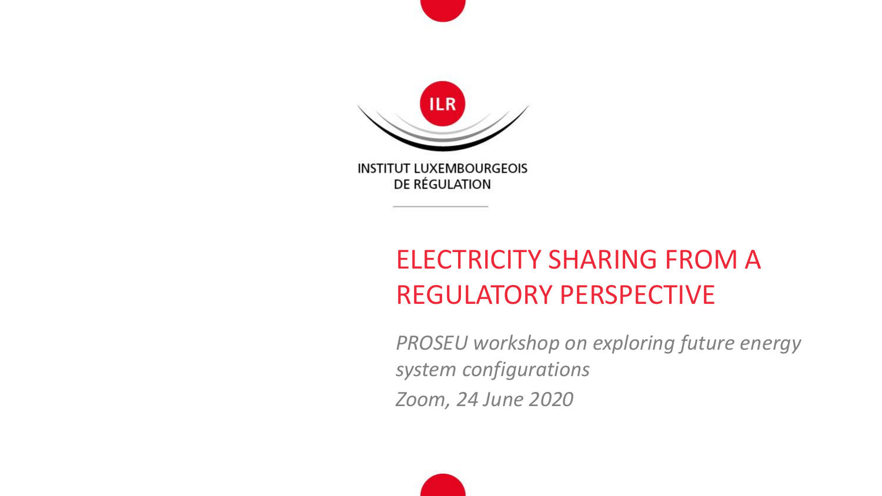INSTITUT LUXEMBOURGEOIS DE RÉGULATION

# ELECTRICITY SHARING FROM A REGULATORY PERSPECTIVE

*PROSEU workshop on exploring future energy system configurations*

*Zoom, 24 June 2020*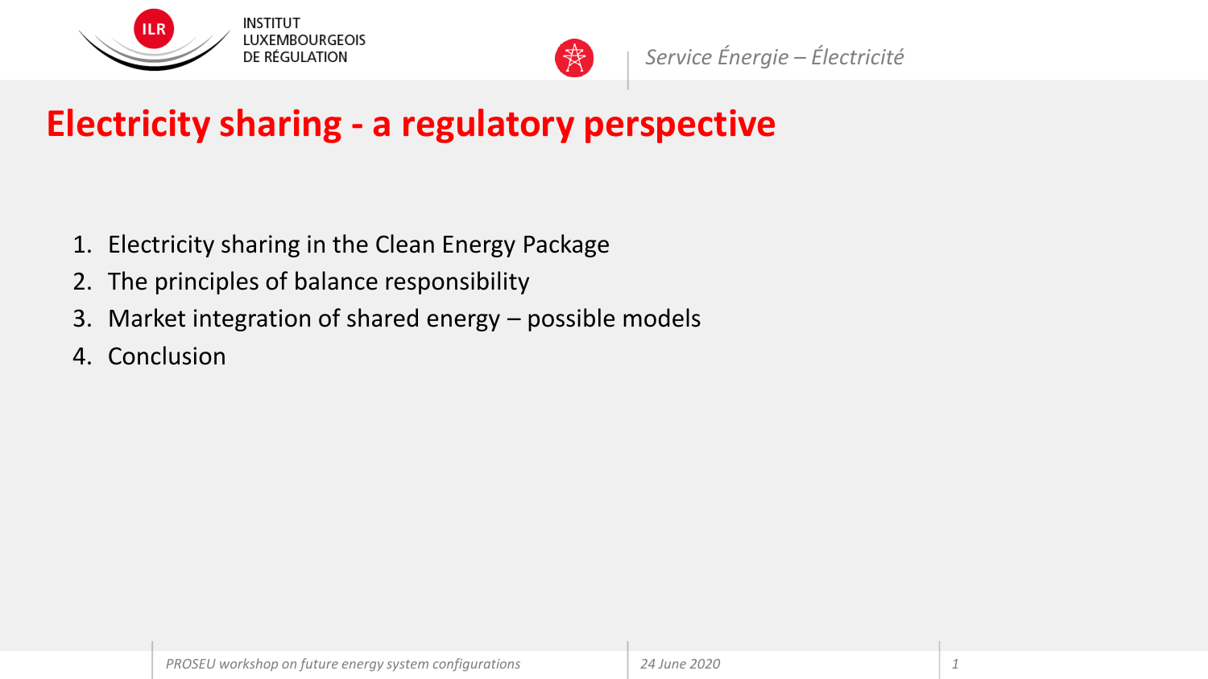# Electricity sharing - a regulatory perspective

1. Electricity sharing in the Clean Energy Package
2. The principles of balance responsibility
3. Market integration of shared energy – possible models
4. Conclusion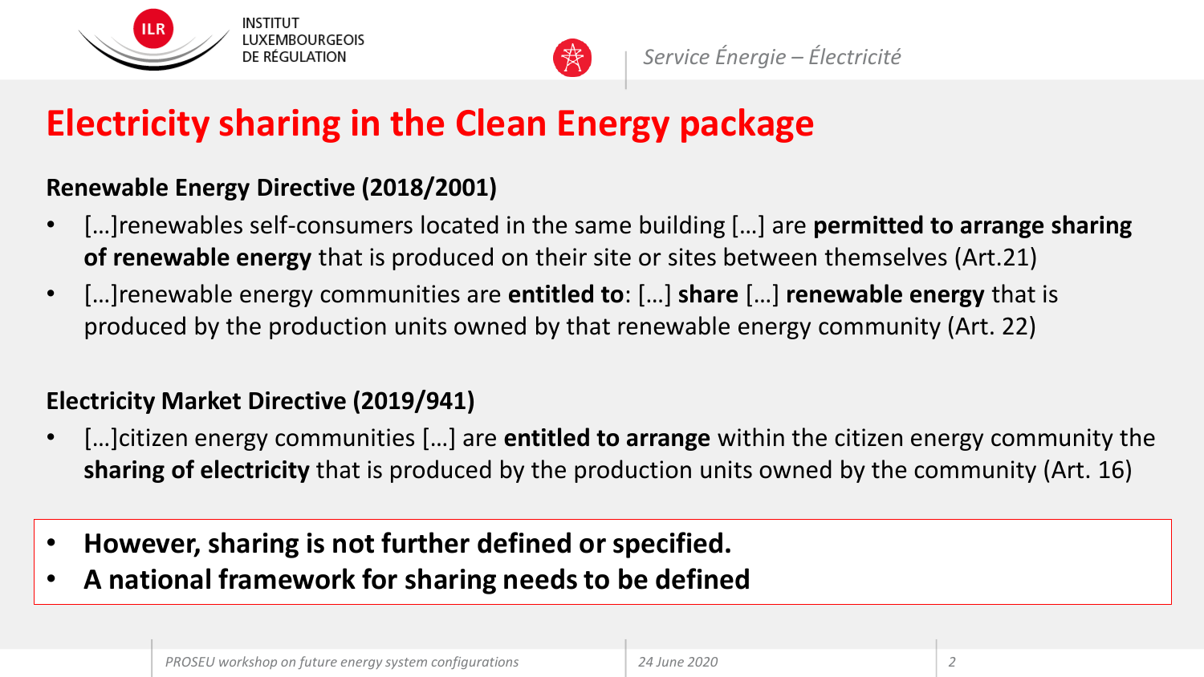# Electricity sharing in the Clean Energy package

**Renewable Energy Directive (2018/2001)**

- […]renewables self-consumers located in the same building […] are **permitted to arrange sharing of renewable energy** that is produced on their site or sites between themselves (Art.21)
- […]renewable energy communities are **entitled to**: […] **share** […] **renewable energy** that is produced by the production units owned by that renewable energy community (Art. 22)

**Electricity Market Directive (2019/941)**

- […]citizen energy communities […] are **entitled to arrange** within the citizen energy community the **sharing of electricity** that is produced by the production units owned by the community (Art. 16)

- **However, sharing is not further defined or specified.**
- **A national framework for sharing needs to be defined**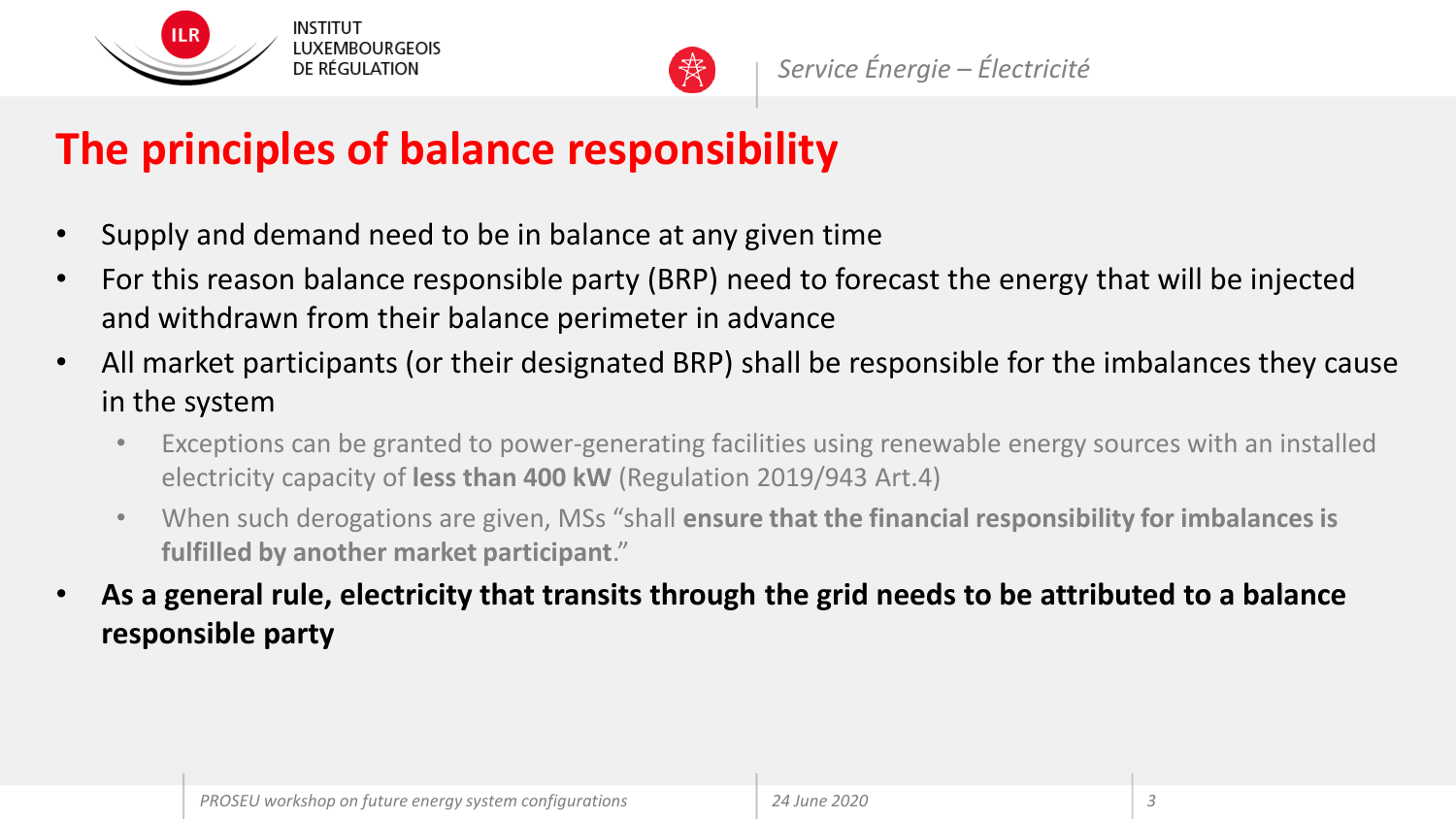# The principles of balance responsibility

- Supply and demand need to be in balance at any given time
- For this reason balance responsible party (BRP) need to forecast the energy that will be injected and withdrawn from their balance perimeter in advance
- All market participants (or their designated BRP) shall be responsible for the imbalances they cause in the system
  - Exceptions can be granted to power-generating facilities using renewable energy sources with an installed electricity capacity of **less than 400 kW** (Regulation 2019/943 Art.4)
  - When such derogations are given, MSs "shall **ensure that the financial responsibility for imbalances is fulfilled by another market participant**."
- **As a general rule, electricity that transits through the grid needs to be attributed to a balance responsible party**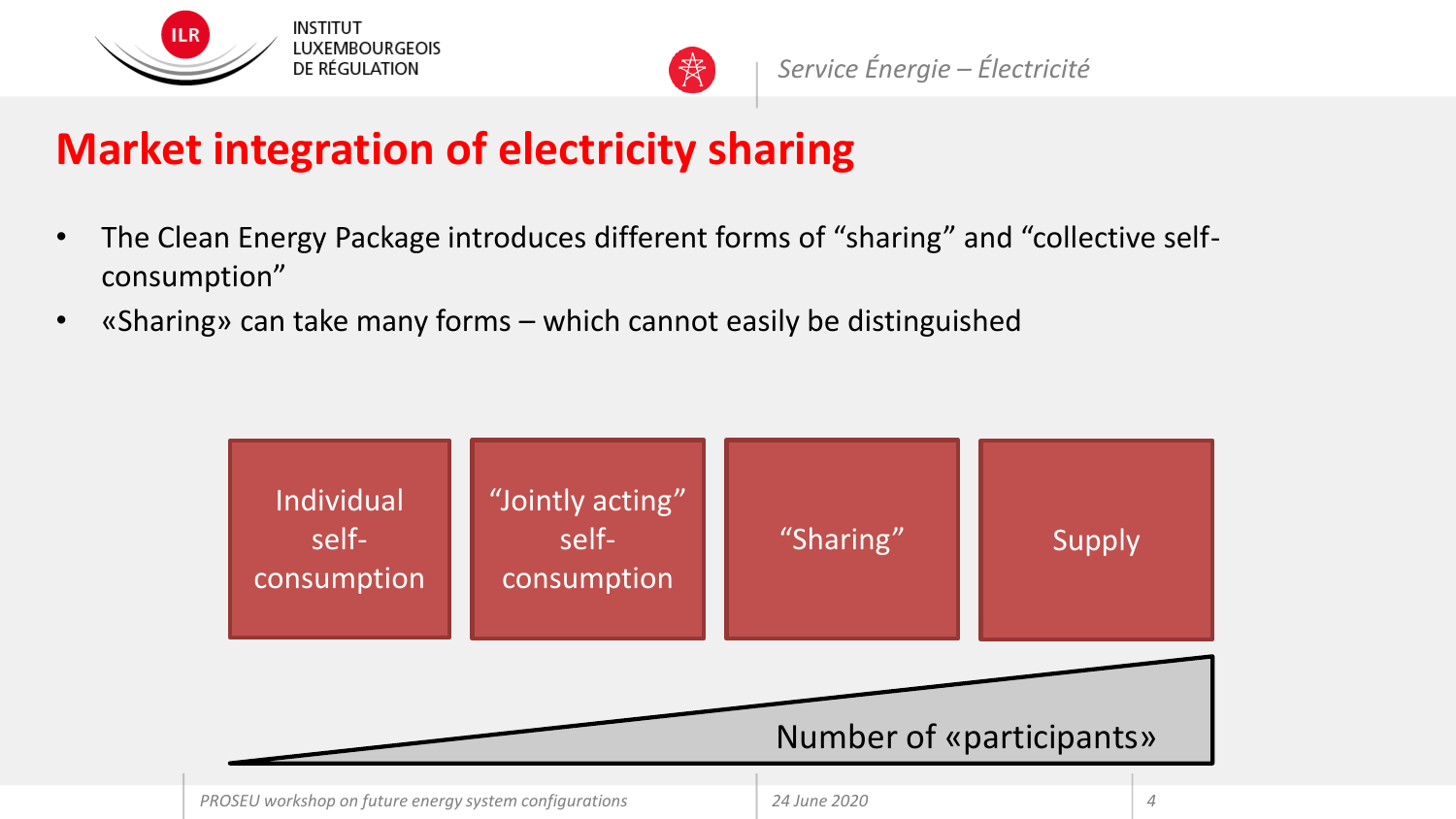# Market integration of electricity sharing

- The Clean Energy Package introduces different forms of “sharing” and “collective self-consumption”
- «Sharing» can take many forms – which cannot easily be distinguished

Individual self-consumption | “Jointly acting” self-consumption | “Sharing” | Supply

Number of «participants»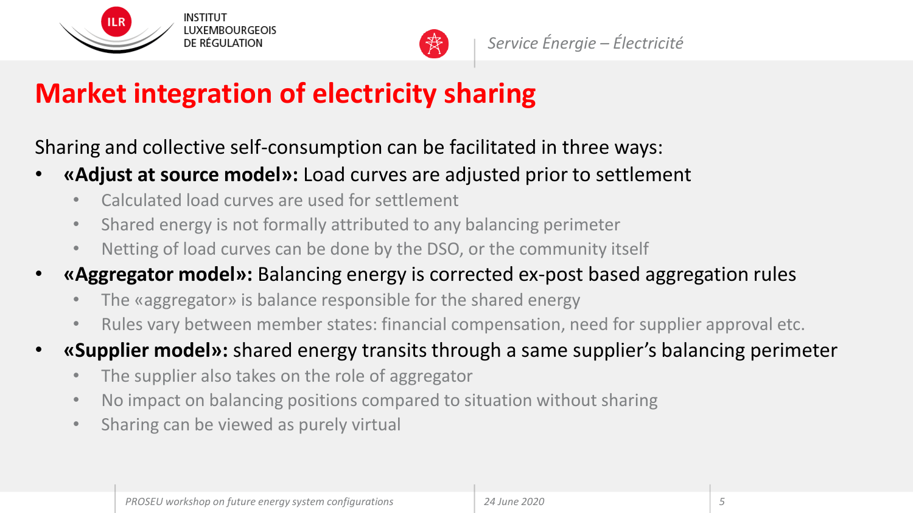# Market integration of electricity sharing

Sharing and collective self-consumption can be facilitated in three ways:

- **«Adjust at source model»:** Load curves are adjusted prior to settlement
  - Calculated load curves are used for settlement
  - Shared energy is not formally attributed to any balancing perimeter
  - Netting of load curves can be done by the DSO, or the community itself
- **«Aggregator model»:** Balancing energy is corrected ex-post based aggregation rules
  - The «aggregator» is balance responsible for the shared energy
  - Rules vary between member states: financial compensation, need for supplier approval etc.
- **«Supplier model»:** shared energy transits through a same supplier's balancing perimeter
  - The supplier also takes on the role of aggregator
  - No impact on balancing positions compared to situation without sharing
  - Sharing can be viewed as purely virtual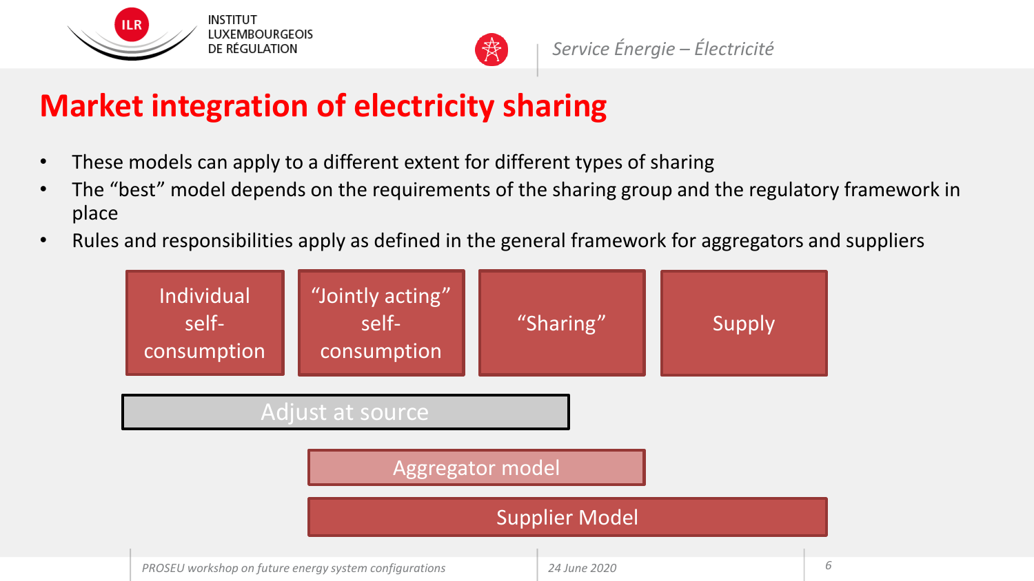# Market integration of electricity sharing

- These models can apply to a different extent for different types of sharing
- The "best" model depends on the requirements of the sharing group and the regulatory framework in place
- Rules and responsibilities apply as defined in the general framework for aggregators and suppliers

| Individual self-consumption | "Jointly acting" self-consumption | "Sharing" | Supply |
|---|---|---|---|
| Adjust at source | Adjust at source | Adjust at source | |
| | Aggregator model | Aggregator model | |
| | Supplier Model | Supplier Model | Supplier Model |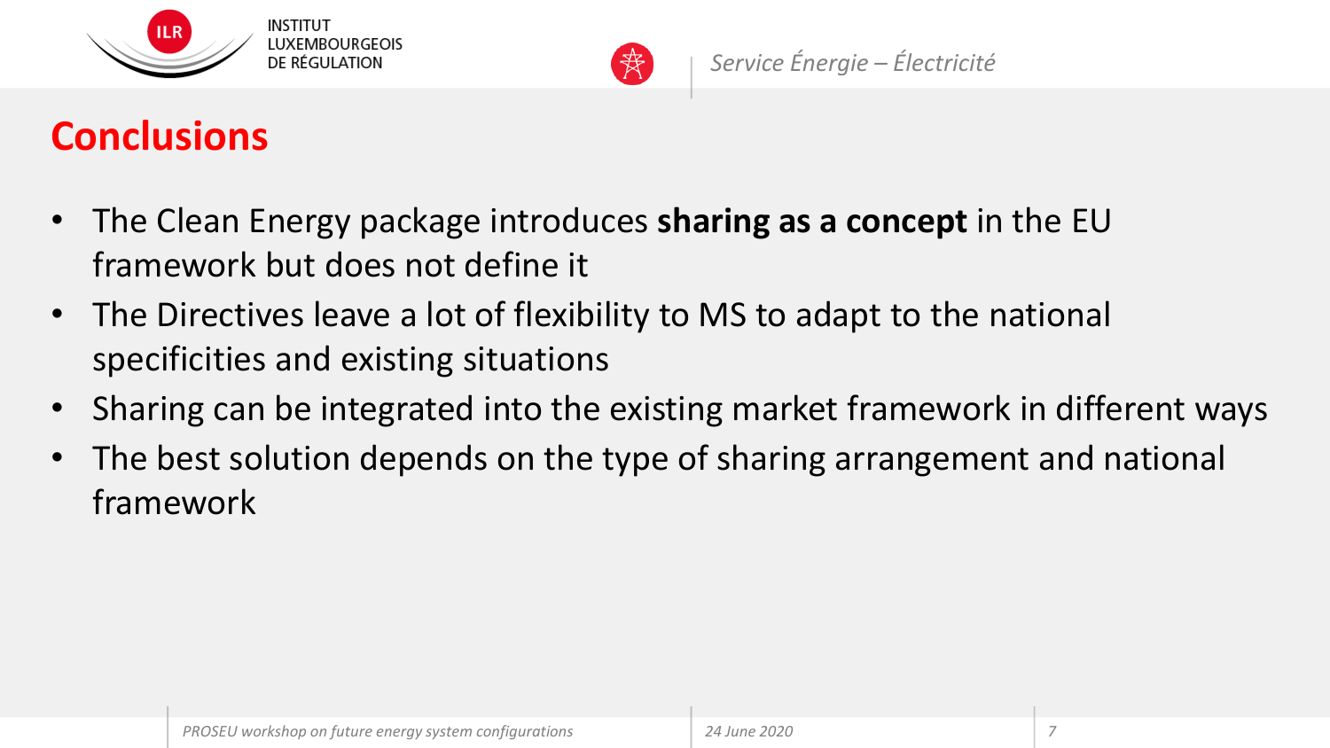# Conclusions

- The Clean Energy package introduces **sharing as a concept** in the EU framework but does not define it
- The Directives leave a lot of flexibility to MS to adapt to the national specificities and existing situations
- Sharing can be integrated into the existing market framework in different ways
- The best solution depends on the type of sharing arrangement and national framework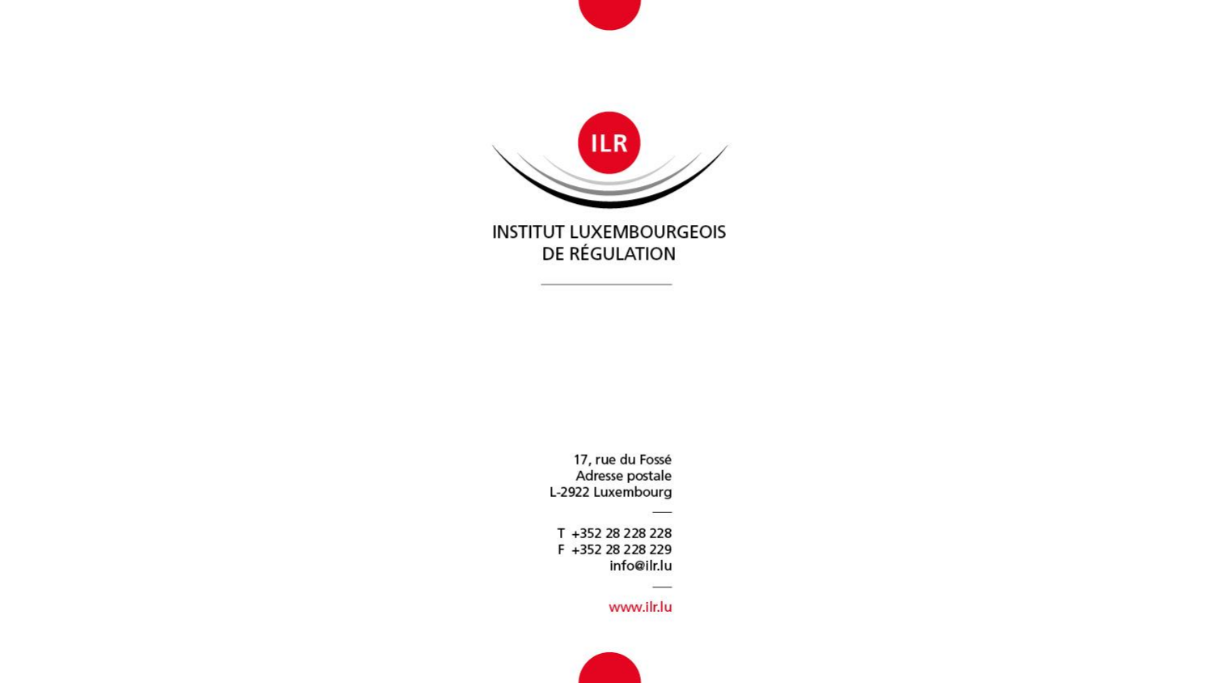ILR

INSTITUT LUXEMBOURGEOIS
DE RÉGULATION

17, rue du Fossé
Adresse postale
L-2922 Luxembourg

T +352 28 228 228
F +352 28 228 229
info@ilr.lu

www.ilr.lu